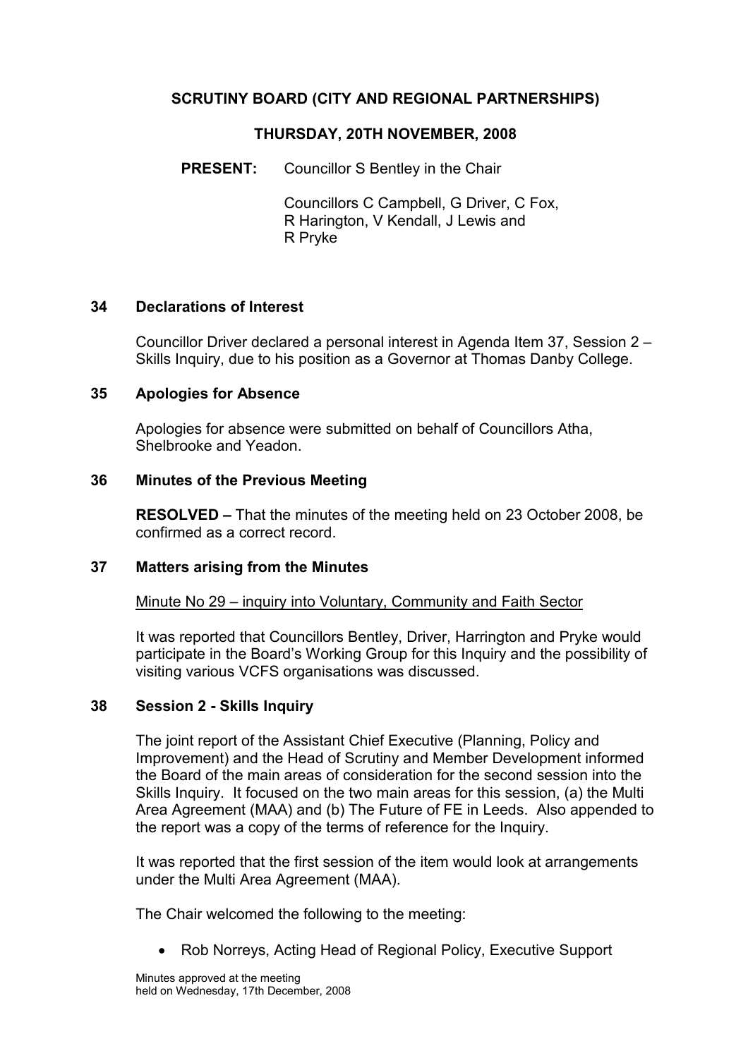# SCRUTINY BOARD (CITY AND REGIONAL PARTNERSHIPS)

## THURSDAY, 20TH NOVEMBER, 2008

**PRESENT:** Councillor S Bentley in the Chair

Councillors C Campbell, G Driver, C Fox, R Harington, V Kendall, J Lewis and R Pryke

### 34 Declarations of Interest

Councillor Driver declared a personal interest in Agenda Item 37, Session 2 – Skills Inquiry, due to his position as a Governor at Thomas Danby College.

### 35 Apologies for Absence

Apologies for absence were submitted on behalf of Councillors Atha, Shelbrooke and Yeadon.

### 36 Minutes of the Previous Meeting

**RESOLVED –** That the minutes of the meeting held on 23 October 2008, be confirmed as a correct record.

### 37 Matters arising from the Minutes

Minute No 29 – inquiry into Voluntary, Community and Faith Sector

It was reported that Councillors Bentley, Driver, Harrington and Pryke would participate in the Board's Working Group for this Inquiry and the possibility of visiting various VCFS organisations was discussed.

### 38 Session 2 - Skills Inquiry

The joint report of the Assistant Chief Executive (Planning, Policy and Improvement) and the Head of Scrutiny and Member Development informed the Board of the main areas of consideration for the second session into the Skills Inquiry. It focused on the two main areas for this session, (a) the Multi Area Agreement (MAA) and (b) The Future of FE in Leeds. Also appended to the report was a copy of the terms of reference for the Inquiry.

It was reported that the first session of the item would look at arrangements under the Multi Area Agreement (MAA).

The Chair welcomed the following to the meeting:

- Rob Norreys, Acting Head of Regional Policy, Executive Support

Minutes approved at the meeting held on Wednesday, 17th December, 2008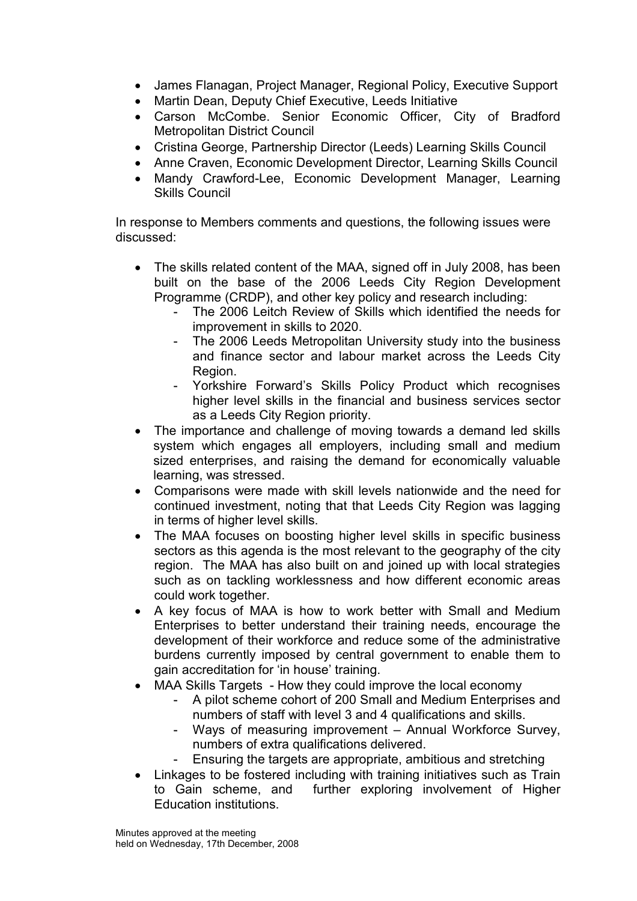- James Flanagan, Project Manager, Regional Policy, Executive Support
- Martin Dean, Deputy Chief Executive, Leeds Initiative
- Carson McCombe. Senior Economic Officer, City of Bradford Metropolitan District Council
- Cristina George, Partnership Director (Leeds) Learning Skills Council
- Anne Craven, Economic Development Director, Learning Skills Council
- Mandy Crawford-Lee, Economic Development Manager, Learning Skills Council

In response to Members comments and questions, the following issues were discussed:

- The skills related content of the MAA, signed off in July 2008, has been built on the base of the 2006 Leeds City Region Development Programme (CRDP), and other key policy and research including:
    - The 2006 Leitch Review of Skills which identified the needs for improvement in skills to 2020.
    - The 2006 Leeds Metropolitan University study into the business and finance sector and labour market across the Leeds City Region.
    - Yorkshire Forward's Skills Policy Product which recognises higher level skills in the financial and business services sector as a Leeds City Region priority.
- The importance and challenge of moving towards a demand led skills system which engages all employers, including small and medium sized enterprises, and raising the demand for economically valuable learning, was stressed.
- Comparisons were made with skill levels nationwide and the need for continued investment, noting that that Leeds City Region was lagging in terms of higher level skills.
- The MAA focuses on boosting higher level skills in specific business sectors as this agenda is the most relevant to the geography of the city region. The MAA has also built on and joined up with local strategies such as on tackling worklessness and how different economic areas could work together.
- A key focus of MAA is how to work better with Small and Medium Enterprises to better understand their training needs, encourage the development of their workforce and reduce some of the administrative burdens currently imposed by central government to enable them to gain accreditation for 'in house' training.
- MAA Skills Targets - How they could improve the local economy
    - A pilot scheme cohort of 200 Small and Medium Enterprises and numbers of staff with level 3 and 4 qualifications and skills.
    - Ways of measuring improvement – Annual Workforce Survey, numbers of extra qualifications delivered.
    - Ensuring the targets are appropriate, ambitious and stretching
- Linkages to be fostered including with training initiatives such as Train to Gain scheme, and further exploring involvement of Higher Education institutions.

Minutes approved at the meeting
held on Wednesday, 17th December, 2008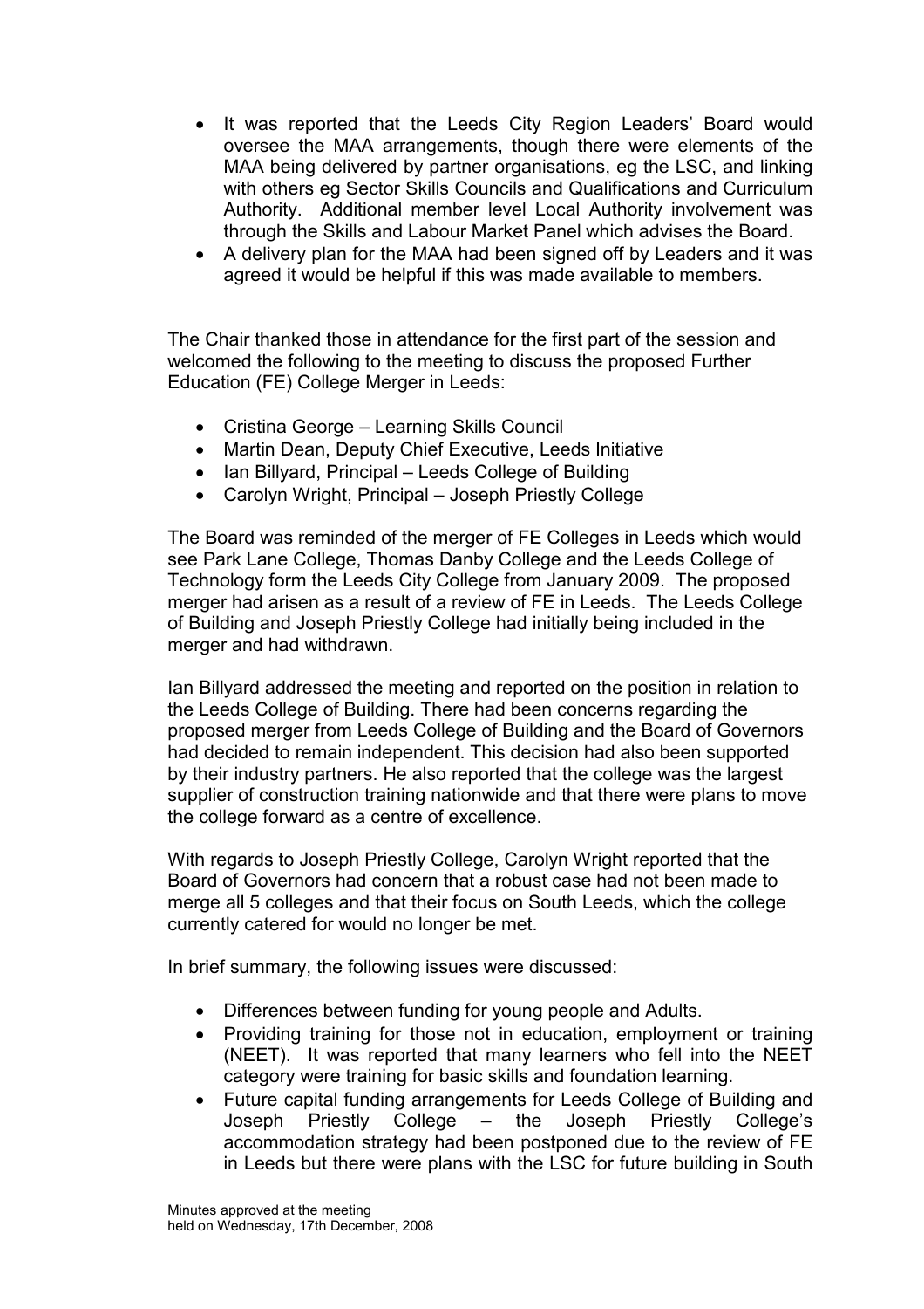- It was reported that the Leeds City Region Leaders' Board would oversee the MAA arrangements, though there were elements of the MAA being delivered by partner organisations, eg the LSC, and linking with others eg Sector Skills Councils and Qualifications and Curriculum Authority. Additional member level Local Authority involvement was through the Skills and Labour Market Panel which advises the Board.
- A delivery plan for the MAA had been signed off by Leaders and it was agreed it would be helpful if this was made available to members.

The Chair thanked those in attendance for the first part of the session and welcomed the following to the meeting to discuss the proposed Further Education (FE) College Merger in Leeds:

- Cristina George – Learning Skills Council
- Martin Dean, Deputy Chief Executive, Leeds Initiative
- Ian Billyard, Principal – Leeds College of Building
- Carolyn Wright, Principal – Joseph Priestly College

The Board was reminded of the merger of FE Colleges in Leeds which would see Park Lane College, Thomas Danby College and the Leeds College of Technology form the Leeds City College from January 2009. The proposed merger had arisen as a result of a review of FE in Leeds. The Leeds College of Building and Joseph Priestly College had initially being included in the merger and had withdrawn.

Ian Billyard addressed the meeting and reported on the position in relation to the Leeds College of Building. There had been concerns regarding the proposed merger from Leeds College of Building and the Board of Governors had decided to remain independent. This decision had also been supported by their industry partners. He also reported that the college was the largest supplier of construction training nationwide and that there were plans to move the college forward as a centre of excellence.

With regards to Joseph Priestly College, Carolyn Wright reported that the Board of Governors had concern that a robust case had not been made to merge all 5 colleges and that their focus on South Leeds, which the college currently catered for would no longer be met.

In brief summary, the following issues were discussed:

- Differences between funding for young people and Adults.
- Providing training for those not in education, employment or training (NEET). It was reported that many learners who fell into the NEET category were training for basic skills and foundation learning.
- Future capital funding arrangements for Leeds College of Building and Joseph Priestly College – the Joseph Priestly College's accommodation strategy had been postponed due to the review of FE in Leeds but there were plans with the LSC for future building in South

Minutes approved at the meeting
held on Wednesday, 17th December, 2008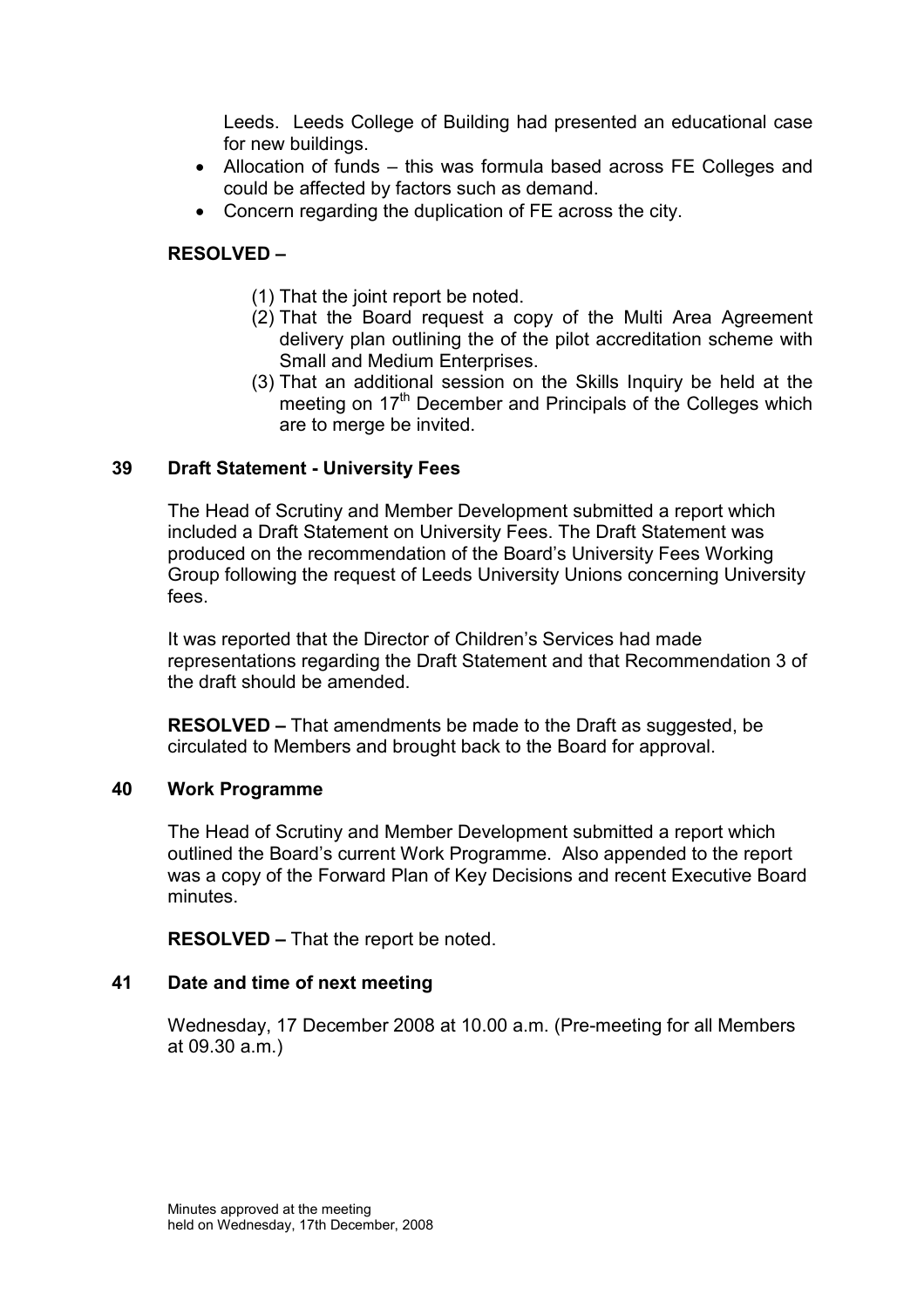Leeds. Leeds College of Building had presented an educational case for new buildings.

- Allocation of funds – this was formula based across FE Colleges and could be affected by factors such as demand.
- Concern regarding the duplication of FE across the city.

**RESOLVED –**

(1) That the joint report be noted.
(2) That the Board request a copy of the Multi Area Agreement delivery plan outlining the of the pilot accreditation scheme with Small and Medium Enterprises.
(3) That an additional session on the Skills Inquiry be held at the meeting on 17th December and Principals of the Colleges which are to merge be invited.

## 39 Draft Statement - University Fees

The Head of Scrutiny and Member Development submitted a report which included a Draft Statement on University Fees. The Draft Statement was produced on the recommendation of the Board's University Fees Working Group following the request of Leeds University Unions concerning University fees.

It was reported that the Director of Children's Services had made representations regarding the Draft Statement and that Recommendation 3 of the draft should be amended.

**RESOLVED –** That amendments be made to the Draft as suggested, be circulated to Members and brought back to the Board for approval.

## 40 Work Programme

The Head of Scrutiny and Member Development submitted a report which outlined the Board's current Work Programme. Also appended to the report was a copy of the Forward Plan of Key Decisions and recent Executive Board minutes.

**RESOLVED –** That the report be noted.

## 41 Date and time of next meeting

Wednesday, 17 December 2008 at 10.00 a.m. (Pre-meeting for all Members at 09.30 a.m.)

Minutes approved at the meeting
held on Wednesday, 17th December, 2008